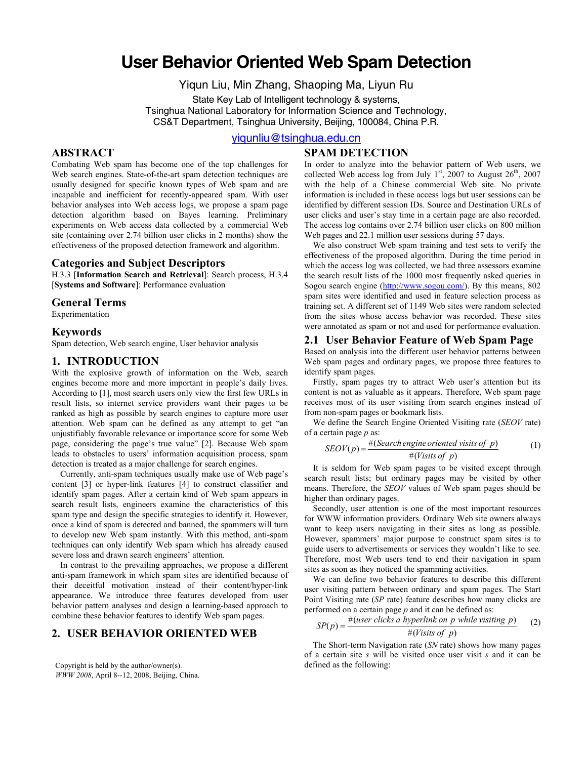# User Behavior Oriented Web Spam Detection

Yiqun Liu, Min Zhang, Shaoping Ma, Liyun Ru

State Key Lab of Intelligent technology & systems,
Tsinghua National Laboratory for Information Science and Technology,
CS&T Department, Tsinghua University, Beijing, 100084, China P.R.

yiqunliu@tsinghua.edu.cn

## ABSTRACT

Combating Web spam has become one of the top challenges for Web search engines. State-of-the-art spam detection techniques are usually designed for specific known types of Web spam and are incapable and inefficient for recently-appeared spam. With user behavior analyses into Web access logs, we propose a spam page detection algorithm based on Bayes learning. Preliminary experiments on Web access data collected by a commercial Web site (containing over 2.74 billion user clicks in 2 months) show the effectiveness of the proposed detection framework and algorithm.

## Categories and Subject Descriptors

H.3.3 [**Information Search and Retrieval**]: Search process, H.3.4 [**Systems and Software**]: Performance evaluation

## General Terms

Experimentation

## Keywords

Spam detection, Web search engine, User behavior analysis

## 1. INTRODUCTION

With the explosive growth of information on the Web, search engines become more and more important in people's daily lives. According to [1], most search users only view the first few URLs in result lists, so internet service providers want their pages to be ranked as high as possible by search engines to capture more user attention. Web spam can be defined as any attempt to get "an unjustifiably favorable relevance or importance score for some Web page, considering the page's true value" [2]. Because Web spam leads to obstacles to users' information acquisition process, spam detection is treated as a major challenge for search engines.

Currently, anti-spam techniques usually make use of Web page's content [3] or hyper-link features [4] to construct classifier and identify spam pages. After a certain kind of Web spam appears in search result lists, engineers examine the characteristics of this spam type and design the specific strategies to identify it. However, once a kind of spam is detected and banned, the spammers will turn to develop new Web spam instantly. With this method, anti-spam techniques can only identify Web spam which has already caused severe loss and drawn search engineers' attention.

In contrast to the prevailing approaches, we propose a different anti-spam framework in which spam sites are identified because of their deceitful motivation instead of their content/hyper-link appearance. We introduce three features developed from user behavior pattern analyses and design a learning-based approach to combine these behavior features to identify Web spam pages.

## 2. USER BEHAVIOR ORIENTED WEB SPAM DETECTION

In order to analyze into the behavior pattern of Web users, we collected Web access log from July 1st, 2007 to August 26th, 2007 with the help of a Chinese commercial Web site. No private information is included in these access logs but user sessions can be identified by different session IDs. Source and Destination URLs of user clicks and user's stay time in a certain page are also recorded. The access log contains over 2.74 billion user clicks on 800 million Web pages and 22.1 million user sessions during 57 days.

We also construct Web spam training and test sets to verify the effectiveness of the proposed algorithm. During the time period in which the access log was collected, we had three assessors examine the search result lists of the 1000 most frequently asked queries in Sogou search engine (http://www.sogou.com/). By this means, 802 spam sites were identified and used in feature selection process as training set. A different set of 1149 Web sites were random selected from the sites whose access behavior was recorded. These sites were annotated as spam or not and used for performance evaluation.

### 2.1 User Behavior Feature of Web Spam Page

Based on analysis into the different user behavior patterns between Web spam pages and ordinary pages, we propose three features to identify spam pages.

Firstly, spam pages try to attract Web user's attention but its content is not as valuable as it appears. Therefore, Web spam page receives most of its user visiting from search engines instead of from non-spam pages or bookmark lists.

We define the Search Engine Oriented Visiting rate (*SEOV* rate) of a certain page *p* as:

$$SEOV(p) = \frac{\#(\textit{Search engine oriented visits of } p)}{\#(\textit{Visits of } p)} \qquad (1)$$

It is seldom for Web spam pages to be visited except through search result lists; but ordinary pages may be visited by other means. Therefore, the *SEOV* values of Web spam pages should be higher than ordinary pages.

Secondly, user attention is one of the most important resources for WWW information providers. Ordinary Web site owners always want to keep users navigating in their sites as long as possible. However, spammers' major purpose to construct spam sites is to guide users to advertisements or services they wouldn't like to see. Therefore, most Web users tend to end their navigation in spam sites as soon as they noticed the spamming activities.

We can define two behavior features to describe this different user visiting pattern between ordinary and spam pages. The Start Point Visiting rate (*SP* rate) feature describes how many clicks are performed on a certain page *p* and it can be defined as:

$$SP(p) = \frac{\#(\textit{user clicks a hyperlink on } p \textit{ while visiting } p)}{\#(\textit{Visits of } p)} \qquad (2)$$

The Short-term Navigation rate (*SN* rate) shows how many pages of a certain site *s* will be visited once user visit *s* and it can be defined as the following:

Copyright is held by the author/owner(s).
*WWW 2008*, April 8--12, 2008, Beijing, China.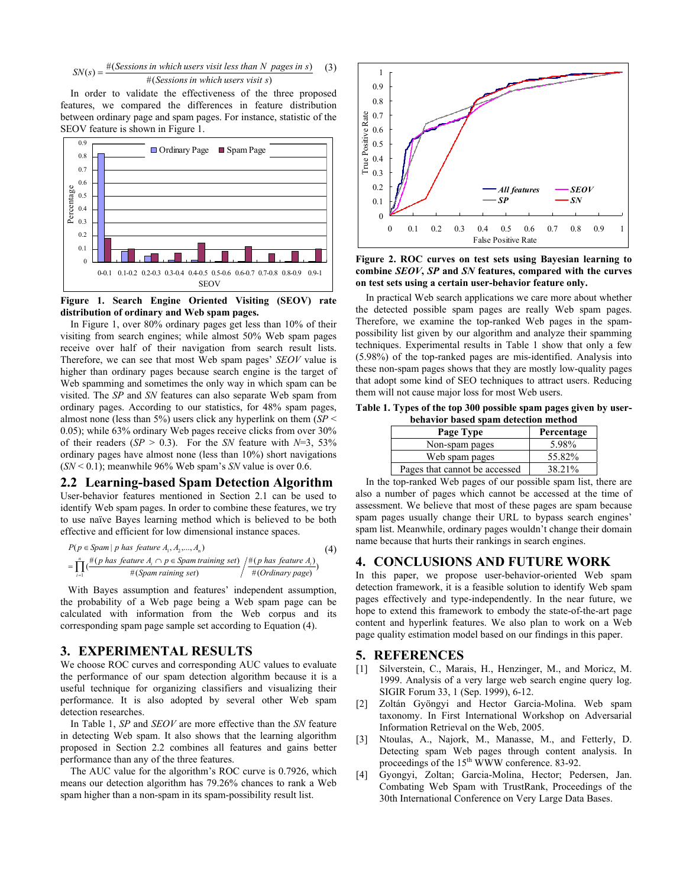$$SN(s) = \frac{\#(Sessions\ in\ which\ users\ visit\ less\ than\ N\ pages\ in\ s)}{\#(Sessions\ in\ which\ users\ visit\ s)} \quad (3)$$

In order to validate the effectiveness of the three proposed features, we compared the differences in feature distribution between ordinary page and spam pages. For instance, statistic of the SEOV feature is shown in Figure 1.

Ordinary Page
Spam Page
Percentage
0.9
0.8
0.7
0.6
0.5
0.4
0.3
0.2
0.1
0
0-0.1
0.1-0.2
0.2-0.3
0.3-0.4
0.4-0.5
0.5-0.6
0.6-0.7
0.7-0.8
0.8-0.9
0.9-1
SEOV

**Figure 1. Search Engine Oriented Visiting (SEOV) rate distribution of ordinary and Web spam pages.**

In Figure 1, over 80% ordinary pages get less than 10% of their visiting from search engines; while almost 50% Web spam pages receive over half of their navigation from search result lists. Therefore, we can see that most Web spam pages' *SEOV* value is higher than ordinary pages because search engine is the target of Web spamming and sometimes the only way in which spam can be visited. The *SP* and *SN* features can also separate Web spam from ordinary pages. According to our statistics, for 48% spam pages, almost none (less than 5%) users click any hyperlink on them ($SP < 0.05$); while 63% ordinary Web pages receive clicks from over 30% of their readers ($SP > 0.3$). For the *SN* feature with $N$=3, 53% ordinary pages have almost none (less than 10%) short navigations ($SN < 0.1$); meanwhile 96% Web spam's *SN* value is over 0.6.

## 2.2 Learning-based Spam Detection Algorithm

User-behavior features mentioned in Section 2.1 can be used to identify Web spam pages. In order to combine these features, we try to use naïve Bayes learning method which is believed to be both effective and efficient for low dimensional instance spaces.

$$\begin{aligned} &P(p \in Spam \mid p\ has\ feature\ A_1, A_2, \ldots, A_n) \\ &= \prod_{i=1}^{n} \left( \frac{\#(p\ has\ feature\ A_i \cap p \in Spam\ training\ set)}{\#(Spam\ raining\ set)} \middle/ \frac{\#(p\ has\ feature\ A_i)}{\#(Ordinary\ page)} \right) \end{aligned} \quad (4)$$

With Bayes assumption and features' independent assumption, the probability of a Web page being a Web spam page can be calculated with information from the Web corpus and its corresponding spam page sample set according to Equation (4).

# 3. EXPERIMENTAL RESULTS

We choose ROC curves and corresponding AUC values to evaluate the performance of our spam detection algorithm because it is a useful technique for organizing classifiers and visualizing their performance. It is also adopted by several other Web spam detection researches.

In Table 1, *SP* and *SEOV* are more effective than the *SN* feature in detecting Web spam. It also shows that the learning algorithm proposed in Section 2.2 combines all features and gains better performance than any of the three features.

The AUC value for the algorithm's ROC curve is 0.7926, which means our detection algorithm has 79.26% chances to rank a Web spam higher than a non-spam in its spam-possibility result list.

True Positive Rate
1
0.9
0.8
0.7
0.6
0.5
0.4
0.3
0.2
0.1
0
0
0.1
0.2
0.3
0.4
0.5
0.6
0.7
0.8
0.9
1
False Positive Rate
All features
SP
SEOV
SN

**Figure 2. ROC curves on test sets using Bayesian learning to combine *SEOV*, *SP* and *SN* features, compared with the curves on test sets using a certain user-behavior feature only.**

In practical Web search applications we care more about whether the detected possible spam pages are really Web spam pages. Therefore, we examine the top-ranked Web pages in the spam-possibility list given by our algorithm and analyze their spamming techniques. Experimental results in Table 1 show that only a few (5.98%) of the top-ranked pages are mis-identified. Analysis into these non-spam pages shows that they are mostly low-quality pages that adopt some kind of SEO techniques to attract users. Reducing them will not cause major loss for most Web users.

**Table 1. Types of the top 300 possible spam pages given by user-behavior based spam detection method**

| Page Type | Percentage |
|---|---|
| Non-spam pages | 5.98% |
| Web spam pages | 55.82% |
| Pages that cannot be accessed | 38.21% |

In the top-ranked Web pages of our possible spam list, there are also a number of pages which cannot be accessed at the time of assessment. We believe that most of these pages are spam because spam pages usually change their URL to bypass search engines' spam list. Meanwhile, ordinary pages wouldn't change their domain name because that hurts their rankings in search engines.

# 4. CONCLUSIONS AND FUTURE WORK

In this paper, we propose user-behavior-oriented Web spam detection framework, it is a feasible solution to identify Web spam pages effectively and type-independently. In the near future, we hope to extend this framework to embody the state-of-the-art page content and hyperlink features. We also plan to work on a Web page quality estimation model based on our findings in this paper.

# 5. REFERENCES

[1] Silverstein, C., Marais, H., Henzinger, M., and Moricz, M. 1999. Analysis of a very large web search engine query log. SIGIR Forum 33, 1 (Sep. 1999), 6-12.

[2] Zoltán Gyöngyi and Hector Garcia-Molina. Web spam taxonomy. In First International Workshop on Adversarial Information Retrieval on the Web, 2005.

[3] Ntoulas, A., Najork, M., Manasse, M., and Fetterly, D. Detecting spam Web pages through content analysis. In proceedings of the 15th WWW conference. 83-92.

[4] Gyongyi, Zoltan; Garcia-Molina, Hector; Pedersen, Jan. Combating Web Spam with TrustRank, Proceedings of the 30th International Conference on Very Large Data Bases.